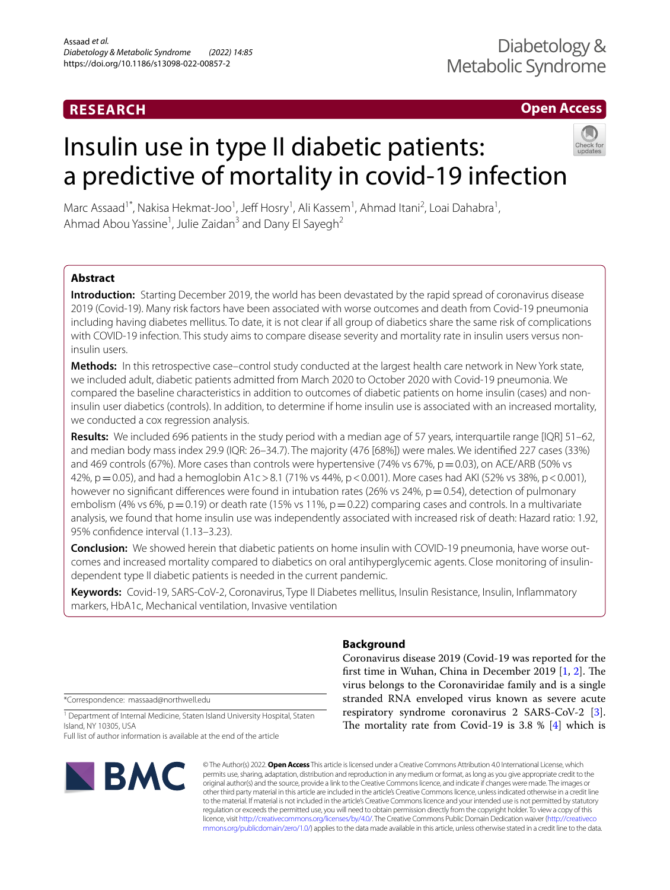RESEARCH

Open Access

# Insulin use in type II diabetic patients: a predictive of mortality in covid-19 infection

Marc Assaad[1*], Nakisa Hekmat-Joo[1], Jeff Hosry[1], Ali Kassem[1], Ahmad Itani[2], Loai Dahabra[1], Ahmad Abou Yassine[1], Julie Zaidan[3] and Dany El Sayegh[2]

## Abstract

**Introduction:** Starting December 2019, the world has been devastated by the rapid spread of coronavirus disease 2019 (Covid-19). Many risk factors have been associated with worse outcomes and death from Covid-19 pneumonia including having diabetes mellitus. To date, it is not clear if all group of diabetics share the same risk of complications with COVID-19 infection. This study aims to compare disease severity and mortality rate in insulin users versus non-insulin users.

**Methods:** In this retrospective case–control study conducted at the largest health care network in New York state, we included adult, diabetic patients admitted from March 2020 to October 2020 with Covid-19 pneumonia. We compared the baseline characteristics in addition to outcomes of diabetic patients on home insulin (cases) and non-insulin user diabetics (controls). In addition, to determine if home insulin use is associated with an increased mortality, we conducted a cox regression analysis.

**Results:** We included 696 patients in the study period with a median age of 57 years, interquartile range [IQR] 51–62, and median body mass index 29.9 (IQR: 26–34.7). The majority (476 [68%]) were males. We identified 227 cases (33%) and 469 controls (67%). More cases than controls were hypertensive (74% vs 67%, $p=0.03$), on ACE/ARB (50% vs 42%, $p=0.05$), and had a hemoglobin A1c > 8.1 (71% vs 44%, $p<0.001$). More cases had AKI (52% vs 38%, $p<0.001$), however no significant differences were found in intubation rates (26% vs 24%, $p=0.54$), detection of pulmonary embolism (4% vs 6%, $p=0.19$) or death rate (15% vs 11%, $p=0.22$) comparing cases and controls. In a multivariate analysis, we found that home insulin use was independently associated with increased risk of death: Hazard ratio: 1.92, 95% confidence interval (1.13–3.23).

**Conclusion:** We showed herein that diabetic patients on home insulin with COVID-19 pneumonia, have worse outcomes and increased mortality compared to diabetics on oral antihyperglycemic agents. Close monitoring of insulin-dependent type II diabetic patients is needed in the current pandemic.

**Keywords:** Covid-19, SARS-CoV-2, Coronavirus, Type II Diabetes mellitus, Insulin Resistance, Insulin, Inflammatory markers, HbA1c, Mechanical ventilation, Invasive ventilation

## Background

Coronavirus disease 2019 (Covid-19 was reported for the first time in Wuhan, China in December 2019 [1, 2]. The virus belongs to the Coronaviridae family and is a single stranded RNA enveloped virus known as severe acute respiratory syndrome coronavirus 2 SARS-CoV-2 [3]. The mortality rate from Covid-19 is 3.8 % [4] which is

*Correspondence: massaad@northwell.edu

[1] Department of Internal Medicine, Staten Island University Hospital, Staten Island, NY 10305, USA

Full list of author information is available at the end of the article

© The Author(s) 2022. **Open Access** This article is licensed under a Creative Commons Attribution 4.0 International License, which permits use, sharing, adaptation, distribution and reproduction in any medium or format, as long as you give appropriate credit to the original author(s) and the source, provide a link to the Creative Commons licence, and indicate if changes were made. The images or other third party material in this article are included in the article's Creative Commons licence, unless indicated otherwise in a credit line to the material. If material is not included in the article's Creative Commons licence and your intended use is not permitted by statutory regulation or exceeds the permitted use, you will need to obtain permission directly from the copyright holder. To view a copy of this licence, visit http://creativecommons.org/licenses/by/4.0/. The Creative Commons Public Domain Dedication waiver (http://creativecommons.org/publicdomain/zero/1.0/) applies to the data made available in this article, unless otherwise stated in a credit line to the data.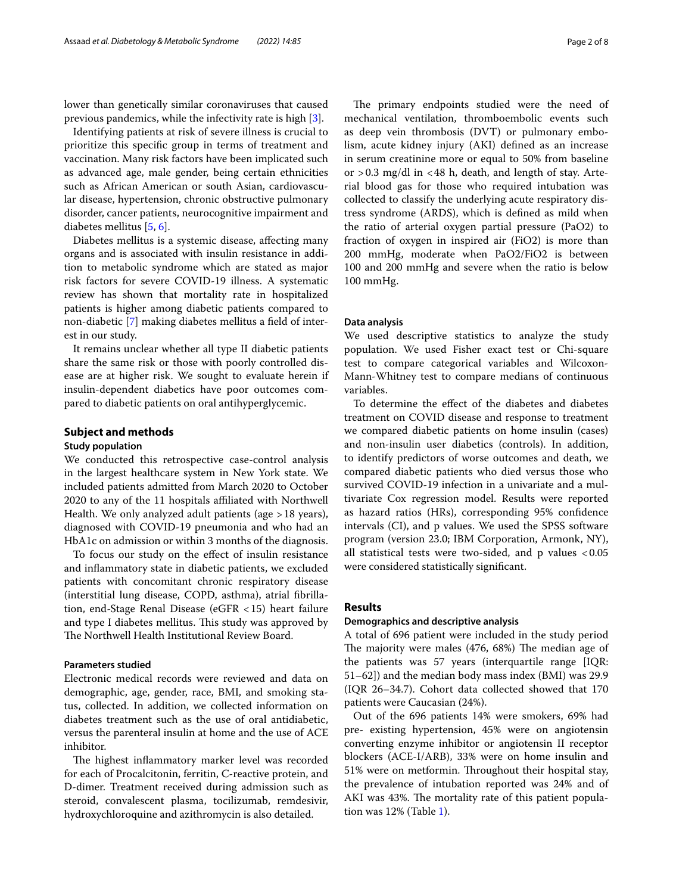lower than genetically similar coronaviruses that caused previous pandemics, while the infectivity rate is high [3].

Identifying patients at risk of severe illness is crucial to prioritize this specific group in terms of treatment and vaccination. Many risk factors have been implicated such as advanced age, male gender, being certain ethnicities such as African American or south Asian, cardiovascular disease, hypertension, chronic obstructive pulmonary disorder, cancer patients, neurocognitive impairment and diabetes mellitus [5, 6].

Diabetes mellitus is a systemic disease, affecting many organs and is associated with insulin resistance in addition to metabolic syndrome which are stated as major risk factors for severe COVID-19 illness. A systematic review has shown that mortality rate in hospitalized patients is higher among diabetic patients compared to non-diabetic [7] making diabetes mellitus a field of interest in our study.

It remains unclear whether all type II diabetic patients share the same risk or those with poorly controlled disease are at higher risk. We sought to evaluate herein if insulin-dependent diabetics have poor outcomes compared to diabetic patients on oral antihyperglycemic.

## Subject and methods

### Study population

We conducted this retrospective case-control analysis in the largest healthcare system in New York state. We included patients admitted from March 2020 to October 2020 to any of the 11 hospitals affiliated with Northwell Health. We only analyzed adult patients (age >18 years), diagnosed with COVID-19 pneumonia and who had an HbA1c on admission or within 3 months of the diagnosis.

To focus our study on the effect of insulin resistance and inflammatory state in diabetic patients, we excluded patients with concomitant chronic respiratory disease (interstitial lung disease, COPD, asthma), atrial fibrillation, end-Stage Renal Disease (eGFR <15) heart failure and type I diabetes mellitus. This study was approved by The Northwell Health Institutional Review Board.

### Parameters studied

Electronic medical records were reviewed and data on demographic, age, gender, race, BMI, and smoking status, collected. In addition, we collected information on diabetes treatment such as the use of oral antidiabetic, versus the parenteral insulin at home and the use of ACE inhibitor.

The highest inflammatory marker level was recorded for each of Procalcitonin, ferritin, C-reactive protein, and D-dimer. Treatment received during admission such as steroid, convalescent plasma, tocilizumab, remdesivir, hydroxychloroquine and azithromycin is also detailed.

The primary endpoints studied were the need of mechanical ventilation, thromboembolic events such as deep vein thrombosis (DVT) or pulmonary embolism, acute kidney injury (AKI) defined as an increase in serum creatinine more or equal to 50% from baseline or >0.3 mg/dl in <48 h, death, and length of stay. Arterial blood gas for those who required intubation was collected to classify the underlying acute respiratory distress syndrome (ARDS), which is defined as mild when the ratio of arterial oxygen partial pressure (PaO2) to fraction of oxygen in inspired air (FiO2) is more than 200 mmHg, moderate when PaO2/FiO2 is between 100 and 200 mmHg and severe when the ratio is below 100 mmHg.

### Data analysis

We used descriptive statistics to analyze the study population. We used Fisher exact test or Chi-square test to compare categorical variables and Wilcoxon-Mann-Whitney test to compare medians of continuous variables.

To determine the effect of the diabetes and diabetes treatment on COVID disease and response to treatment we compared diabetic patients on home insulin (cases) and non-insulin user diabetics (controls). In addition, to identify predictors of worse outcomes and death, we compared diabetic patients who died versus those who survived COVID-19 infection in a univariate and a multivariate Cox regression model. Results were reported as hazard ratios (HRs), corresponding 95% confidence intervals (CI), and p values. We used the SPSS software program (version 23.0; IBM Corporation, Armonk, NY), all statistical tests were two-sided, and p values $<0.05$ were considered statistically significant.

## Results

### Demographics and descriptive analysis

A total of 696 patient were included in the study period The majority were males (476, 68%) The median age of the patients was 57 years (interquartile range [IQR: 51–62]) and the median body mass index (BMI) was 29.9 (IQR 26–34.7). Cohort data collected showed that 170 patients were Caucasian (24%).

Out of the 696 patients 14% were smokers, 69% had pre- existing hypertension, 45% were on angiotensin converting enzyme inhibitor or angiotensin II receptor blockers (ACE-I/ARB), 33% were on home insulin and 51% were on metformin. Throughout their hospital stay, the prevalence of intubation reported was 24% and of AKI was 43%. The mortality rate of this patient population was 12% (Table 1).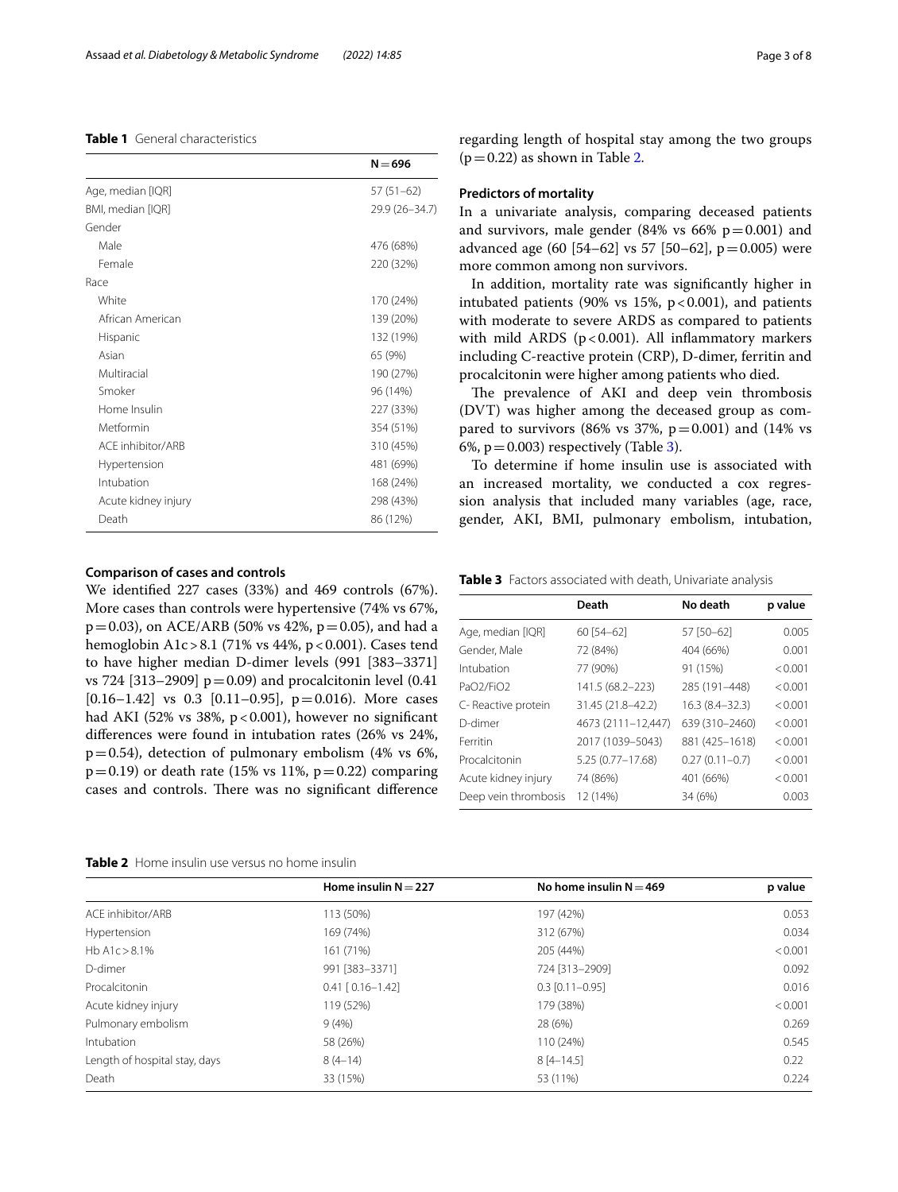**Table 1** General characteristics

| | N = 696 |
|---|---|
| Age, median [IQR] | 57 (51–62) |
| BMI, median [IQR] | 29.9 (26–34.7) |
| Gender | |
| Male | 476 (68%) |
| Female | 220 (32%) |
| Race | |
| White | 170 (24%) |
| African American | 139 (20%) |
| Hispanic | 132 (19%) |
| Asian | 65 (9%) |
| Multiracial | 190 (27%) |
| Smoker | 96 (14%) |
| Home Insulin | 227 (33%) |
| Metformin | 354 (51%) |
| ACE inhibitor/ARB | 310 (45%) |
| Hypertension | 481 (69%) |
| Intubation | 168 (24%) |
| Acute kidney injury | 298 (43%) |
| Death | 86 (12%) |

### Comparison of cases and controls

We identified 227 cases (33%) and 469 controls (67%). More cases than controls were hypertensive (74% vs 67%, $p = 0.03$), on ACE/ARB (50% vs 42%, $p = 0.05$), and had a hemoglobin A1c > 8.1 (71% vs 44%, $p < 0.001$). Cases tend to have higher median D-dimer levels (991 [383–3371] vs 724 [313–2909] $p = 0.09$) and procalcitonin level (0.41 [0.16–1.42] vs 0.3 [0.11–0.95], $p = 0.016$). More cases had AKI (52% vs 38%, $p < 0.001$), however no significant differences were found in intubation rates (26% vs 24%, $p = 0.54$), detection of pulmonary embolism (4% vs 6%, $p = 0.19$) or death rate (15% vs 11%, $p = 0.22$) comparing cases and controls. There was no significant difference regarding length of hospital stay among the two groups ($p = 0.22$) as shown in Table 2.

**Table 2** Home insulin use versus no home insulin

| | Home insulin N = 227 | No home insulin N = 469 | p value |
|---|---|---|---|
| ACE inhibitor/ARB | 113 (50%) | 197 (42%) | 0.053 |
| Hypertension | 169 (74%) | 312 (67%) | 0.034 |
| Hb A1c > 8.1% | 161 (71%) | 205 (44%) | < 0.001 |
| D-dimer | 991 [383–3371] | 724 [313–2909] | 0.092 |
| Procalcitonin | 0.41 [ 0.16–1.42] | 0.3 [0.11–0.95] | 0.016 |
| Acute kidney injury | 119 (52%) | 179 (38%) | < 0.001 |
| Pulmonary embolism | 9 (4%) | 28 (6%) | 0.269 |
| Intubation | 58 (26%) | 110 (24%) | 0.545 |
| Length of hospital stay, days | 8 (4–14) | 8 [4–14.5] | 0.22 |
| Death | 33 (15%) | 53 (11%) | 0.224 |

### Predictors of mortality

In a univariate analysis, comparing deceased patients and survivors, male gender (84% vs 66% $p = 0.001$) and advanced age (60 [54–62] vs 57 [50–62], $p = 0.005$) were more common among non survivors.

In addition, mortality rate was significantly higher in intubated patients (90% vs 15%, $p < 0.001$), and patients with moderate to severe ARDS as compared to patients with mild ARDS ($p < 0.001$). All inflammatory markers including C-reactive protein (CRP), D-dimer, ferritin and procalcitonin were higher among patients who died.

The prevalence of AKI and deep vein thrombosis (DVT) was higher among the deceased group as compared to survivors (86% vs 37%, $p = 0.001$) and (14% vs 6%, $p = 0.003$) respectively (Table 3).

To determine if home insulin use is associated with an increased mortality, we conducted a cox regression analysis that included many variables (age, race, gender, AKI, BMI, pulmonary embolism, intubation,

**Table 3** Factors associated with death, Univariate analysis

| | Death | No death | p value |
|---|---|---|---|
| Age, median [IQR] | 60 [54–62] | 57 [50–62] | 0.005 |
| Gender, Male | 72 (84%) | 404 (66%) | 0.001 |
| Intubation | 77 (90%) | 91 (15%) | < 0.001 |
| PaO2/FiO2 | 141.5 (68.2–223) | 285 (191–448) | < 0.001 |
| C- Reactive protein | 31.45 (21.8–42.2) | 16.3 (8.4–32.3) | < 0.001 |
| D-dimer | 4673 (2111–12,447) | 639 (310–2460) | < 0.001 |
| Ferritin | 2017 (1039–5043) | 881 (425–1618) | < 0.001 |
| Procalcitonin | 5.25 (0.77–17.68) | 0.27 (0.11–0.7) | < 0.001 |
| Acute kidney injury | 74 (86%) | 401 (66%) | < 0.001 |
| Deep vein thrombosis | 12 (14%) | 34 (6%) | 0.003 |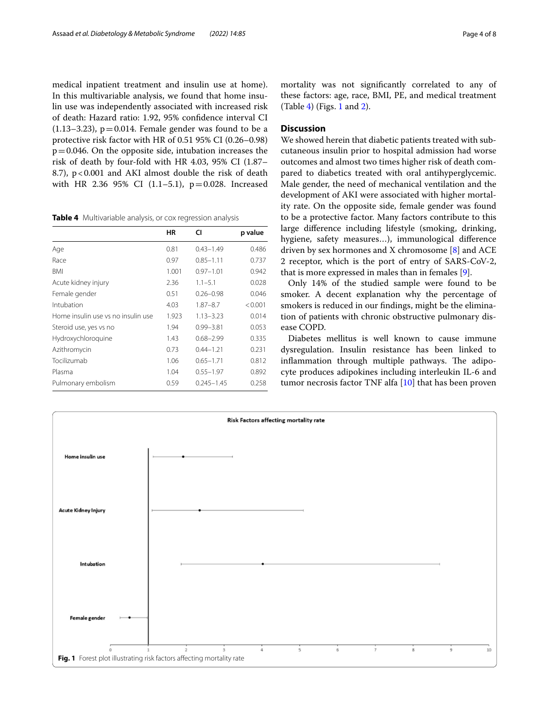medical inpatient treatment and insulin use at home). In this multivariable analysis, we found that home insulin use was independently associated with increased risk of death: Hazard ratio: 1.92, 95% confidence interval CI (1.13–3.23), $p=0.014$. Female gender was found to be a protective risk factor with HR of 0.51 95% CI (0.26–0.98) $p=0.046$. On the opposite side, intubation increases the risk of death by four-fold with HR 4.03, 95% CI (1.87–8.7), $p<0.001$ and AKI almost double the risk of death with HR 2.36 95% CI (1.1–5.1), $p=0.028$. Increased mortality was not significantly correlated to any of these factors: age, race, BMI, PE, and medical treatment (Table 4) (Figs. 1 and 2).

**Table 4** Multivariable analysis, or cox regression analysis

| | HR | CI | p value |
|---|---|---|---|
| Age | 0.81 | 0.43–1.49 | 0.486 |
| Race | 0.97 | 0.85–1.11 | 0.737 |
| BMI | 1.001 | 0.97–1.01 | 0.942 |
| Acute kidney injury | 2.36 | 1.1–5.1 | 0.028 |
| Female gender | 0.51 | 0.26–0.98 | 0.046 |
| Intubation | 4.03 | 1.87–8.7 | < 0.001 |
| Home insulin use vs no insulin use | 1.923 | 1.13–3.23 | 0.014 |
| Steroid use, yes vs no | 1.94 | 0.99–3.81 | 0.053 |
| Hydroxychloroquine | 1.43 | 0.68–2.99 | 0.335 |
| Azithromycin | 0.73 | 0.44–1.21 | 0.231 |
| Tocilizumab | 1.06 | 0.65–1.71 | 0.812 |
| Plasma | 1.04 | 0.55–1.97 | 0.892 |
| Pulmonary embolism | 0.59 | 0.245–1.45 | 0.258 |

## Discussion

We showed herein that diabetic patients treated with subcutaneous insulin prior to hospital admission had worse outcomes and almost two times higher risk of death compared to diabetics treated with oral antihyperglycemic. Male gender, the need of mechanical ventilation and the development of AKI were associated with higher mortality rate. On the opposite side, female gender was found to be a protective factor. Many factors contribute to this large difference including lifestyle (smoking, drinking, hygiene, safety measures…), immunological difference driven by sex hormones and X chromosome [8] and ACE 2 receptor, which is the port of entry of SARS-CoV-2, that is more expressed in males than in females [9].

Only 14% of the studied sample were found to be smoker. A decent explanation why the percentage of smokers is reduced in our findings, might be the elimination of patients with chronic obstructive pulmonary disease COPD.

Diabetes mellitus is well known to cause immune dysregulation. Insulin resistance has been linked to inflammation through multiple pathways. The adipocyte produces adipokines including interleukin IL-6 and tumor necrosis factor TNF alfa [10] that has been proven

Risk Factors affecting mortality rate

Home insulin use

Acute Kidney Injury

Intubation

Female gender

0 1 2 3 4 5 6 7 8 9 10

**Fig. 1** Forest plot illustrating risk factors affecting mortality rate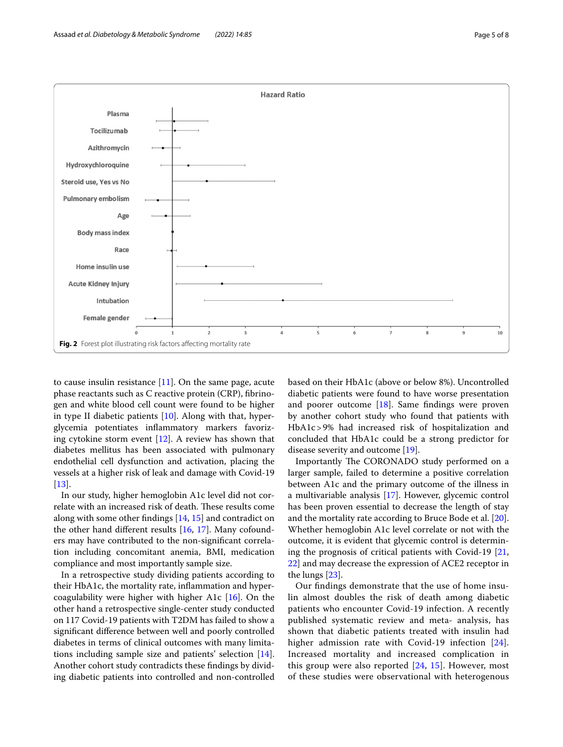Hazard Ratio

Plasma

Tocilizumab

Azithromycin

Hydroxychloroquine

Steroid use, Yes vs No

Pulmonary embolism

Age

Body mass index

Race

Home insulin use

Acute Kidney Injury

Intubation

Female gender

0 1 2 3 4 5 6 7 8 9 10

**Fig. 2** Forest plot illustrating risk factors affecting mortality rate

to cause insulin resistance [11]. On the same page, acute phase reactants such as C reactive protein (CRP), fibrinogen and white blood cell count were found to be higher in type II diabetic patients [10]. Along with that, hyperglycemia potentiates inflammatory markers favorizing cytokine storm event [12]. A review has shown that diabetes mellitus has been associated with pulmonary endothelial cell dysfunction and activation, placing the vessels at a higher risk of leak and damage with Covid-19 [13].

In our study, higher hemoglobin A1c level did not correlate with an increased risk of death. These results come along with some other findings [14, 15] and contradict on the other hand different results [16, 17]. Many cofounders may have contributed to the non-significant correlation including concomitant anemia, BMI, medication compliance and most importantly sample size.

In a retrospective study dividing patients according to their HbA1c, the mortality rate, inflammation and hypercoagulability were higher with higher A1c [16]. On the other hand a retrospective single-center study conducted on 117 Covid-19 patients with T2DM has failed to show a significant difference between well and poorly controlled diabetes in terms of clinical outcomes with many limitations including sample size and patients' selection [14]. Another cohort study contradicts these findings by dividing diabetic patients into controlled and non-controlled based on their HbA1c (above or below 8%). Uncontrolled diabetic patients were found to have worse presentation and poorer outcome [18]. Same findings were proven by another cohort study who found that patients with HbA1c > 9% had increased risk of hospitalization and concluded that HbA1c could be a strong predictor for disease severity and outcome [19].

Importantly The CORONADO study performed on a larger sample, failed to determine a positive correlation between A1c and the primary outcome of the illness in a multivariable analysis [17]. However, glycemic control has been proven essential to decrease the length of stay and the mortality rate according to Bruce Bode et al. [20]. Whether hemoglobin A1c level correlate or not with the outcome, it is evident that glycemic control is determining the prognosis of critical patients with Covid-19 [21, 22] and may decrease the expression of ACE2 receptor in the lungs [23].

Our findings demonstrate that the use of home insulin almost doubles the risk of death among diabetic patients who encounter Covid-19 infection. A recently published systematic review and meta- analysis, has shown that diabetic patients treated with insulin had higher admission rate with Covid-19 infection [24]. Increased mortality and increased complication in this group were also reported [24, 15]. However, most of these studies were observational with heterogenous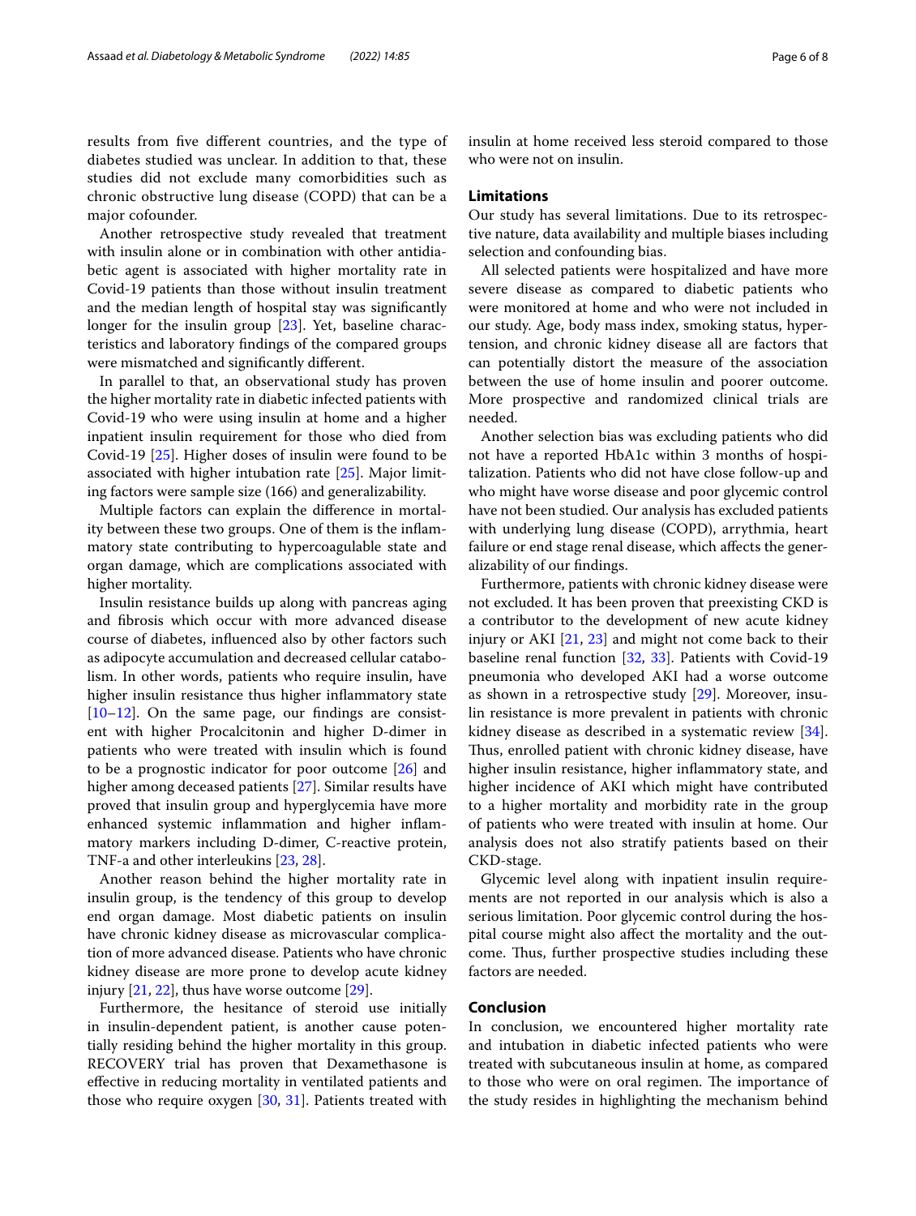results from five different countries, and the type of diabetes studied was unclear. In addition to that, these studies did not exclude many comorbidities such as chronic obstructive lung disease (COPD) that can be a major cofounder.

Another retrospective study revealed that treatment with insulin alone or in combination with other antidiabetic agent is associated with higher mortality rate in Covid-19 patients than those without insulin treatment and the median length of hospital stay was significantly longer for the insulin group [23]. Yet, baseline characteristics and laboratory findings of the compared groups were mismatched and significantly different.

In parallel to that, an observational study has proven the higher mortality rate in diabetic infected patients with Covid-19 who were using insulin at home and a higher inpatient insulin requirement for those who died from Covid-19 [25]. Higher doses of insulin were found to be associated with higher intubation rate [25]. Major limiting factors were sample size (166) and generalizability.

Multiple factors can explain the difference in mortality between these two groups. One of them is the inflammatory state contributing to hypercoagulable state and organ damage, which are complications associated with higher mortality.

Insulin resistance builds up along with pancreas aging and fibrosis which occur with more advanced disease course of diabetes, influenced also by other factors such as adipocyte accumulation and decreased cellular catabolism. In other words, patients who require insulin, have higher insulin resistance thus higher inflammatory state [10–12]. On the same page, our findings are consistent with higher Procalcitonin and higher D-dimer in patients who were treated with insulin which is found to be a prognostic indicator for poor outcome [26] and higher among deceased patients [27]. Similar results have proved that insulin group and hyperglycemia have more enhanced systemic inflammation and higher inflammatory markers including D-dimer, C-reactive protein, TNF-a and other interleukins [23, 28].

Another reason behind the higher mortality rate in insulin group, is the tendency of this group to develop end organ damage. Most diabetic patients on insulin have chronic kidney disease as microvascular complication of more advanced disease. Patients who have chronic kidney disease are more prone to develop acute kidney injury [21, 22], thus have worse outcome [29].

Furthermore, the hesitance of steroid use initially in insulin-dependent patient, is another cause potentially residing behind the higher mortality in this group. RECOVERY trial has proven that Dexamethasone is effective in reducing mortality in ventilated patients and those who require oxygen [30, 31]. Patients treated with insulin at home received less steroid compared to those who were not on insulin.

## Limitations

Our study has several limitations. Due to its retrospective nature, data availability and multiple biases including selection and confounding bias.

All selected patients were hospitalized and have more severe disease as compared to diabetic patients who were monitored at home and who were not included in our study. Age, body mass index, smoking status, hypertension, and chronic kidney disease all are factors that can potentially distort the measure of the association between the use of home insulin and poorer outcome. More prospective and randomized clinical trials are needed.

Another selection bias was excluding patients who did not have a reported HbA1c within 3 months of hospitalization. Patients who did not have close follow-up and who might have worse disease and poor glycemic control have not been studied. Our analysis has excluded patients with underlying lung disease (COPD), arrythmia, heart failure or end stage renal disease, which affects the generalizability of our findings.

Furthermore, patients with chronic kidney disease were not excluded. It has been proven that preexisting CKD is a contributor to the development of new acute kidney injury or AKI [21, 23] and might not come back to their baseline renal function [32, 33]. Patients with Covid-19 pneumonia who developed AKI had a worse outcome as shown in a retrospective study [29]. Moreover, insulin resistance is more prevalent in patients with chronic kidney disease as described in a systematic review [34]. Thus, enrolled patient with chronic kidney disease, have higher insulin resistance, higher inflammatory state, and higher incidence of AKI which might have contributed to a higher mortality and morbidity rate in the group of patients who were treated with insulin at home. Our analysis does not also stratify patients based on their CKD-stage.

Glycemic level along with inpatient insulin requirements are not reported in our analysis which is also a serious limitation. Poor glycemic control during the hospital course might also affect the mortality and the outcome. Thus, further prospective studies including these factors are needed.

## Conclusion

In conclusion, we encountered higher mortality rate and intubation in diabetic infected patients who were treated with subcutaneous insulin at home, as compared to those who were on oral regimen. The importance of the study resides in highlighting the mechanism behind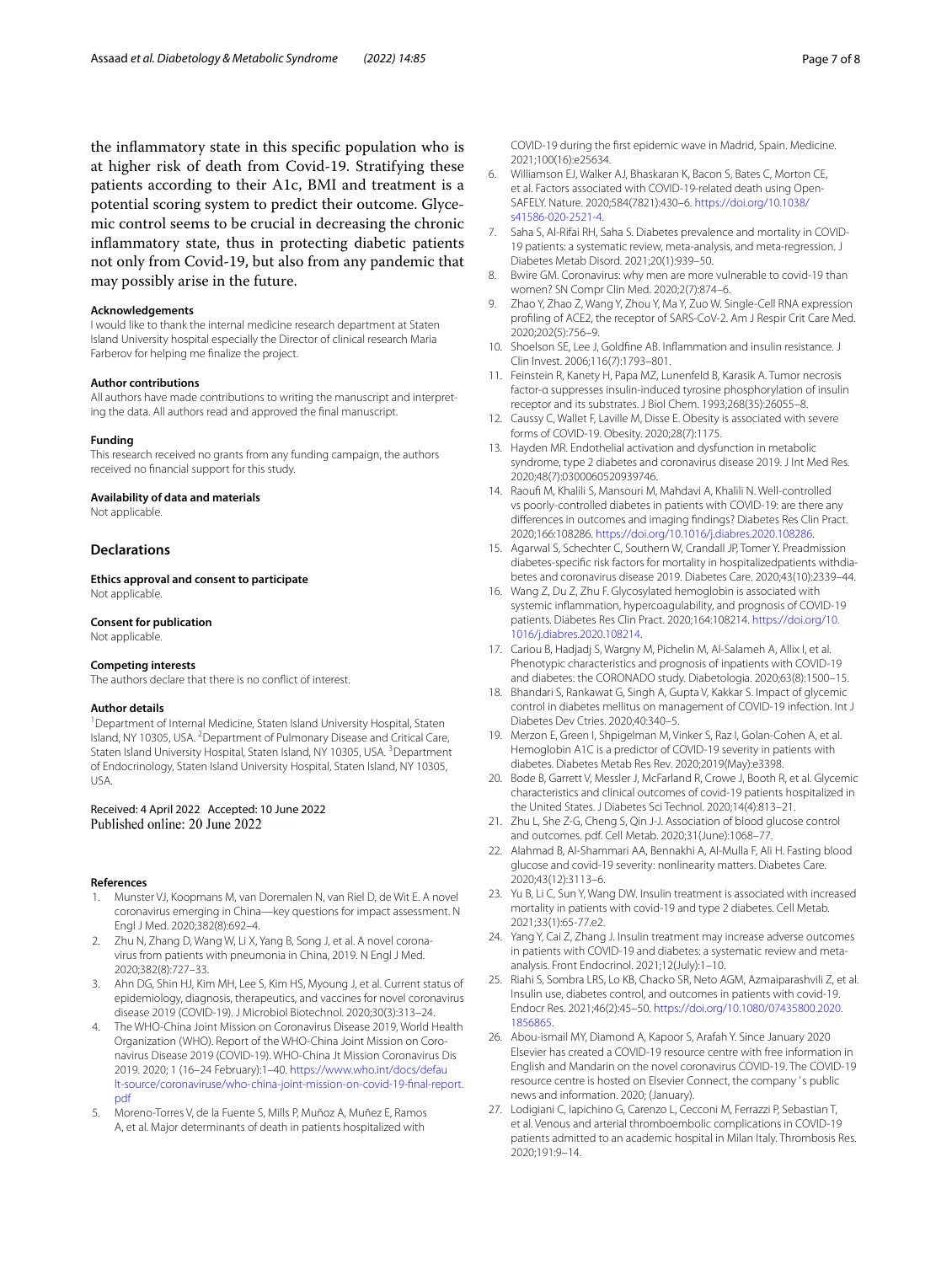the inflammatory state in this specific population who is at higher risk of death from Covid-19. Stratifying these patients according to their A1c, BMI and treatment is a potential scoring system to predict their outcome. Glycemic control seems to be crucial in decreasing the chronic inflammatory state, thus in protecting diabetic patients not only from Covid-19, but also from any pandemic that may possibly arise in the future.

#### Acknowledgements
I would like to thank the internal medicine research department at Staten Island University hospital especially the Director of clinical research Maria Farberov for helping me finalize the project.

#### Author contributions
All authors have made contributions to writing the manuscript and interpreting the data. All authors read and approved the final manuscript.

#### Funding
This research received no grants from any funding campaign, the authors received no financial support for this study.

#### Availability of data and materials
Not applicable.

## Declarations

#### Ethics approval and consent to participate
Not applicable.

#### Consent for publication
Not applicable.

#### Competing interests
The authors declare that there is no conflict of interest.

#### Author details
[1]Department of Internal Medicine, Staten Island University Hospital, Staten Island, NY 10305, USA. [2]Department of Pulmonary Disease and Critical Care, Staten Island University Hospital, Staten Island, NY 10305, USA. [3]Department of Endocrinology, Staten Island University Hospital, Staten Island, NY 10305, USA.

Received: 4 April 2022 Accepted: 10 June 2022
Published online: 20 June 2022

#### References

1. Munster VJ, Koopmans M, van Doremalen N, van Riel D, de Wit E. A novel coronavirus emerging in China—key questions for impact assessment. N Engl J Med. 2020;382(8):692–4.
2. Zhu N, Zhang D, Wang W, Li X, Yang B, Song J, et al. A novel coronavirus from patients with pneumonia in China, 2019. N Engl J Med. 2020;382(8):727–33.
3. Ahn DG, Shin HJ, Kim MH, Lee S, Kim HS, Myoung J, et al. Current status of epidemiology, diagnosis, therapeutics, and vaccines for novel coronavirus disease 2019 (COVID-19). J Microbiol Biotechnol. 2020;30(3):313–24.
4. The WHO-China Joint Mission on Coronavirus Disease 2019, World Health Organization (WHO). Report of the WHO-China Joint Mission on Coronavirus Disease 2019 (COVID-19). WHO-China Jt Mission Coronavirus Dis 2019. 2020; 1 (16–24 February):1–40. https://www.who.int/docs/default-source/coronaviruse/who-china-joint-mission-on-covid-19-final-report.pdf
5. Moreno-Torres V, de la Fuente S, Mills P, Muñoz A, Muñez E, Ramos A, et al. Major determinants of death in patients hospitalized with COVID-19 during the first epidemic wave in Madrid, Spain. Medicine. 2021;100(16):e25634.
6. Williamson EJ, Walker AJ, Bhaskaran K, Bacon S, Bates C, Morton CE, et al. Factors associated with COVID-19-related death using OpenSAFELY. Nature. 2020;584(7821):430–6. https://doi.org/10.1038/s41586-020-2521-4.
7. Saha S, Al-Rifai RH, Saha S. Diabetes prevalence and mortality in COVID-19 patients: a systematic review, meta-analysis, and meta-regression. J Diabetes Metab Disord. 2021;20(1):939–50.
8. Bwire GM. Coronavirus: why men are more vulnerable to covid-19 than women? SN Compr Clin Med. 2020;2(7):874–6.
9. Zhao Y, Zhao Z, Wang Y, Zhou Y, Ma Y, Zuo W. Single-Cell RNA expression profiling of ACE2, the receptor of SARS-CoV-2. Am J Respir Crit Care Med. 2020;202(5):756–9.
10. Shoelson SE, Lee J, Goldfine AB. Inflammation and insulin resistance. J Clin Invest. 2006;116(7):1793–801.
11. Feinstein R, Kanety H, Papa MZ, Lunenfeld B, Karasik A. Tumor necrosis factor-α suppresses insulin-induced tyrosine phosphorylation of insulin receptor and its substrates. J Biol Chem. 1993;268(35):26055–8.
12. Caussy C, Wallet F, Laville M, Disse E. Obesity is associated with severe forms of COVID-19. Obesity. 2020;28(7):1175.
13. Hayden MR. Endothelial activation and dysfunction in metabolic syndrome, type 2 diabetes and coronavirus disease 2019. J Int Med Res. 2020;48(7):0300060520939746.
14. Raoufi M, Khalili S, Mansouri M, Mahdavi A, Khalili N. Well-controlled vs poorly-controlled diabetes in patients with COVID-19: are there any differences in outcomes and imaging findings? Diabetes Res Clin Pract. 2020;166:108286. https://doi.org/10.1016/j.diabres.2020.108286.
15. Agarwal S, Schechter C, Southern W, Crandall JP, Tomer Y. Preadmission diabetes-specific risk factors for mortality in hospitalizedpatients withdiabetes and coronavirus disease 2019. Diabetes Care. 2020;43(10):2339–44.
16. Wang Z, Du Z, Zhu F. Glycosylated hemoglobin is associated with systemic inflammation, hypercoagulability, and prognosis of COVID-19 patients. Diabetes Res Clin Pract. 2020;164:108214. https://doi.org/10.1016/j.diabres.2020.108214.
17. Cariou B, Hadjadj S, Wargny M, Pichelin M, Al-Salameh A, Allix I, et al. Phenotypic characteristics and prognosis of inpatients with COVID-19 and diabetes: the CORONADO study. Diabetologia. 2020;63(8):1500–15.
18. Bhandari S, Rankawat G, Singh A, Gupta V, Kakkar S. Impact of glycemic control in diabetes mellitus on management of COVID-19 infection. Int J Diabetes Dev Ctries. 2020;40:340–5.
19. Merzon E, Green I, Shpigelman M, Vinker S, Raz I, Golan-Cohen A, et al. Hemoglobin A1C is a predictor of COVID-19 severity in patients with diabetes. Diabetes Metab Res Rev. 2020;2019(May):e3398.
20. Bode B, Garrett V, Messler J, McFarland R, Crowe J, Booth R, et al. Glycemic characteristics and clinical outcomes of covid-19 patients hospitalized in the United States. J Diabetes Sci Technol. 2020;14(4):813–21.
21. Zhu L, She Z-G, Cheng S, Qin J-J. Association of blood glucose control and outcomes. pdf. Cell Metab. 2020;31(June):1068–77.
22. Alahmad B, Al-Shammari AA, Bennakhi A, Al-Mulla F, Ali H. Fasting blood glucose and covid-19 severity: nonlinearity matters. Diabetes Care. 2020;43(12):3113–6.
23. Yu B, Li C, Sun Y, Wang DW. Insulin treatment is associated with increased mortality in patients with covid-19 and type 2 diabetes. Cell Metab. 2021;33(1):65-77.e2.
24. Yang Y, Cai Z, Zhang J. Insulin treatment may increase adverse outcomes in patients with COVID-19 and diabetes: a systematic review and meta-analysis. Front Endocrinol. 2021;12(July):1–10.
25. Riahi S, Sombra LRS, Lo KB, Chacko SR, Neto AGM, Azmaiparashvili Z, et al. Insulin use, diabetes control, and outcomes in patients with covid-19. Endocr Res. 2021;46(2):45–50. https://doi.org/10.1080/07435800.2020.1856865.
26. Abou-ismail MY, Diamond A, Kapoor S, Arafah Y. Since January 2020 Elsevier has created a COVID-19 resource centre with free information in English and Mandarin on the novel coronavirus COVID-19. The COVID-19 resource centre is hosted on Elsevier Connect, the company ' s public news and information. 2020; (January).
27. Lodigiani C, Iapichino G, Carenzo L, Cecconi M, Ferrazzi P, Sebastian T, et al. Venous and arterial thromboembolic complications in COVID-19 patients admitted to an academic hospital in Milan Italy. Thrombosis Res. 2020;191:9–14.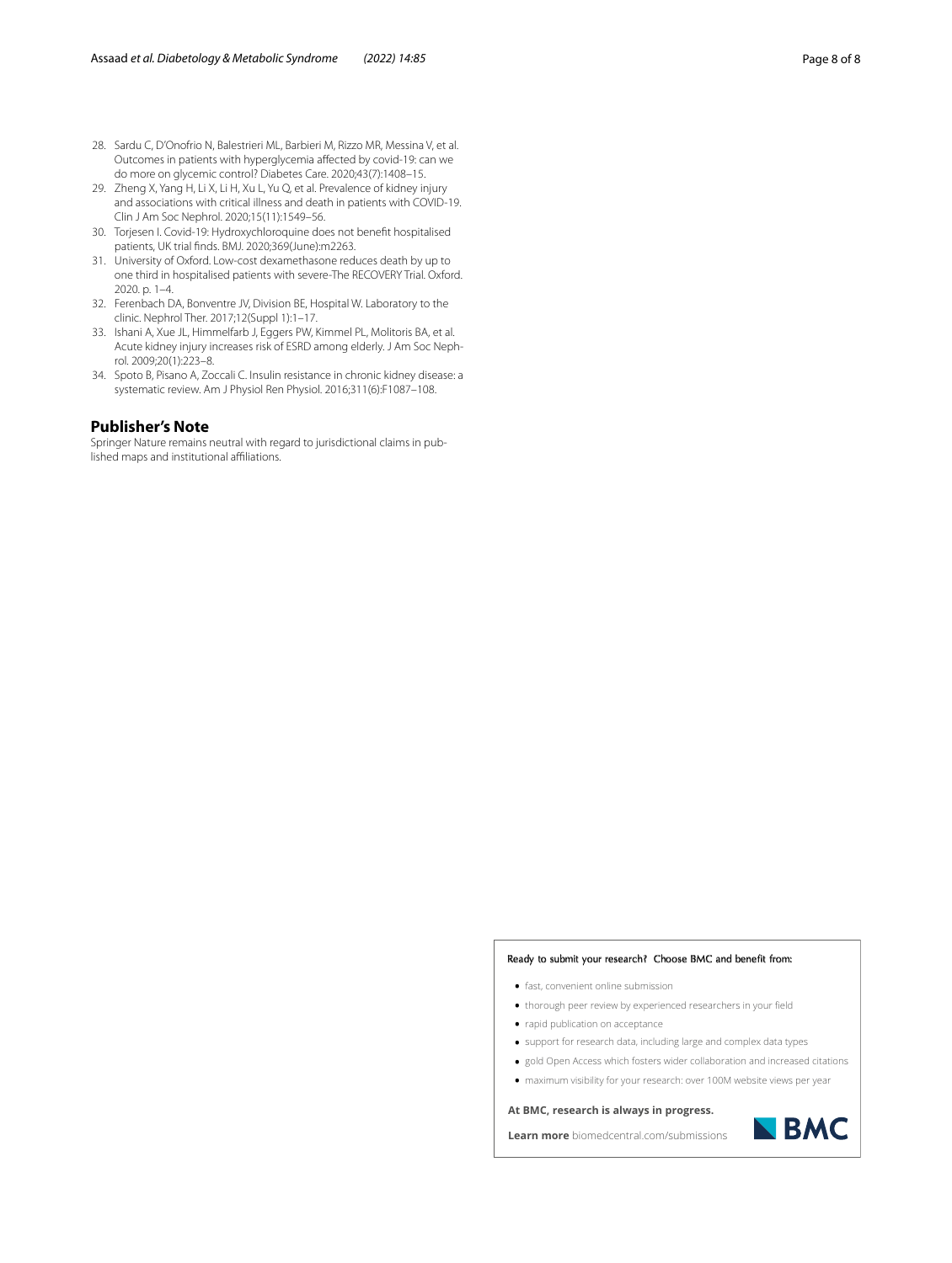28. Sardu C, D'Onofrio N, Balestrieri ML, Barbieri M, Rizzo MR, Messina V, et al. Outcomes in patients with hyperglycemia affected by covid-19: can we do more on glycemic control? Diabetes Care. 2020;43(7):1408–15.
29. Zheng X, Yang H, Li X, Li H, Xu L, Yu Q, et al. Prevalence of kidney injury and associations with critical illness and death in patients with COVID-19. Clin J Am Soc Nephrol. 2020;15(11):1549–56.
30. Torjesen I. Covid-19: Hydroxychloroquine does not benefit hospitalised patients, UK trial finds. BMJ. 2020;369(June):m2263.
31. University of Oxford. Low-cost dexamethasone reduces death by up to one third in hospitalised patients with severe-The RECOVERY Trial. Oxford. 2020. p. 1–4.
32. Ferenbach DA, Bonventre JV, Division BE, Hospital W. Laboratory to the clinic. Nephrol Ther. 2017;12(Suppl 1):1–17.
33. Ishani A, Xue JL, Himmelfarb J, Eggers PW, Kimmel PL, Molitoris BA, et al. Acute kidney injury increases risk of ESRD among elderly. J Am Soc Nephrol. 2009;20(1):223–8.
34. Spoto B, Pisano A, Zoccali C. Insulin resistance in chronic kidney disease: a systematic review. Am J Physiol Ren Physiol. 2016;311(6):F1087–108.

## Publisher's Note

Springer Nature remains neutral with regard to jurisdictional claims in published maps and institutional affiliations.

Ready to submit your research? Choose BMC and benefit from:

- fast, convenient online submission
- thorough peer review by experienced researchers in your field
- rapid publication on acceptance
- support for research data, including large and complex data types
- gold Open Access which fosters wider collaboration and increased citations
- maximum visibility for your research: over 100M website views per year

**At BMC, research is always in progress.**

**Learn more** biomedcentral.com/submissions